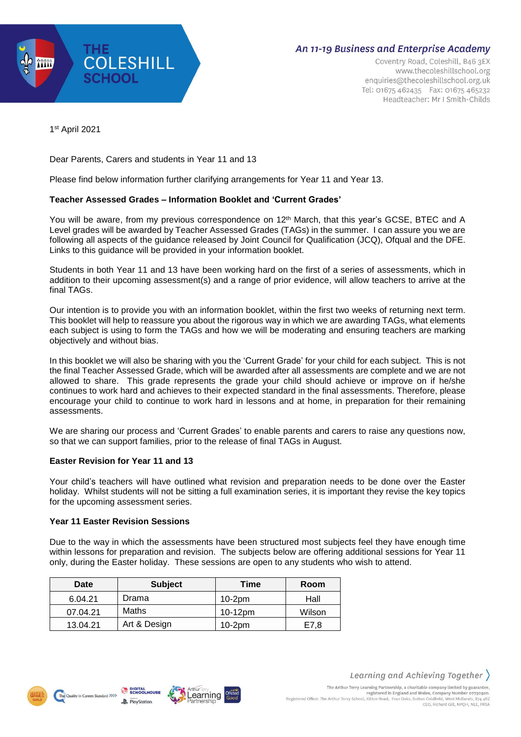THE COLESHILL SCHOOL

*An 11-19 Business and Enterprise Academy*

Coventry Road, Coleshill, B46 3EX
www.thecoleshillschool.org
enquiries@thecoleshillschool.org.uk
Tel: 01675 462435 Fax: 01675 465232
Headteacher: Mr I Smith-Childs

1st April 2021

Dear Parents, Carers and students in Year 11 and 13

Please find below information further clarifying arrangements for Year 11 and Year 13.

**Teacher Assessed Grades – Information Booklet and 'Current Grades'**

You will be aware, from my previous correspondence on 12th March, that this year's GCSE, BTEC and A Level grades will be awarded by Teacher Assessed Grades (TAGs) in the summer. I can assure you we are following all aspects of the guidance released by Joint Council for Qualification (JCQ), Ofqual and the DFE. Links to this guidance will be provided in your information booklet.

Students in both Year 11 and 13 have been working hard on the first of a series of assessments, which in addition to their upcoming assessment(s) and a range of prior evidence, will allow teachers to arrive at the final TAGs.

Our intention is to provide you with an information booklet, within the first two weeks of returning next term. This booklet will help to reassure you about the rigorous way in which we are awarding TAGs, what elements each subject is using to form the TAGs and how we will be moderating and ensuring teachers are marking objectively and without bias.

In this booklet we will also be sharing with you the 'Current Grade' for your child for each subject. This is not the final Teacher Assessed Grade, which will be awarded after all assessments are complete and we are not allowed to share. This grade represents the grade your child should achieve or improve on if he/she continues to work hard and achieves to their expected standard in the final assessments. Therefore, please encourage your child to continue to work hard in lessons and at home, in preparation for their remaining assessments.

We are sharing our process and 'Current Grades' to enable parents and carers to raise any questions now, so that we can support families, prior to the release of final TAGs in August.

**Easter Revision for Year 11 and 13**

Your child's teachers will have outlined what revision and preparation needs to be done over the Easter holiday. Whilst students will not be sitting a full examination series, it is important they revise the key topics for the upcoming assessment series.

**Year 11 Easter Revision Sessions**

Due to the way in which the assessments have been structured most subjects feel they have enough time within lessons for preparation and revision. The subjects below are offering additional sessions for Year 11 only, during the Easter holiday. These sessions are open to any students who wish to attend.

| Date | Subject | Time | Room |
|---|---|---|---|
| 6.04.21 | Drama | 10-2pm | Hall |
| 07.04.21 | Maths | 10-12pm | Wilson |
| 13.04.21 | Art & Design | 10-2pm | E7,8 |

*Learning and Achieving Together*

The Arthur Terry Learning Partnership, a charitable company limited by guarantee, registered in England and Wales, Company Number 07730920. Registered Office: The Arthur Terry School, Kittoe Road, Four Oaks, Sutton Coldfield, West Midlands, B74 4RZ
CEO, Richard Gill, NPQH, NLE, FRSA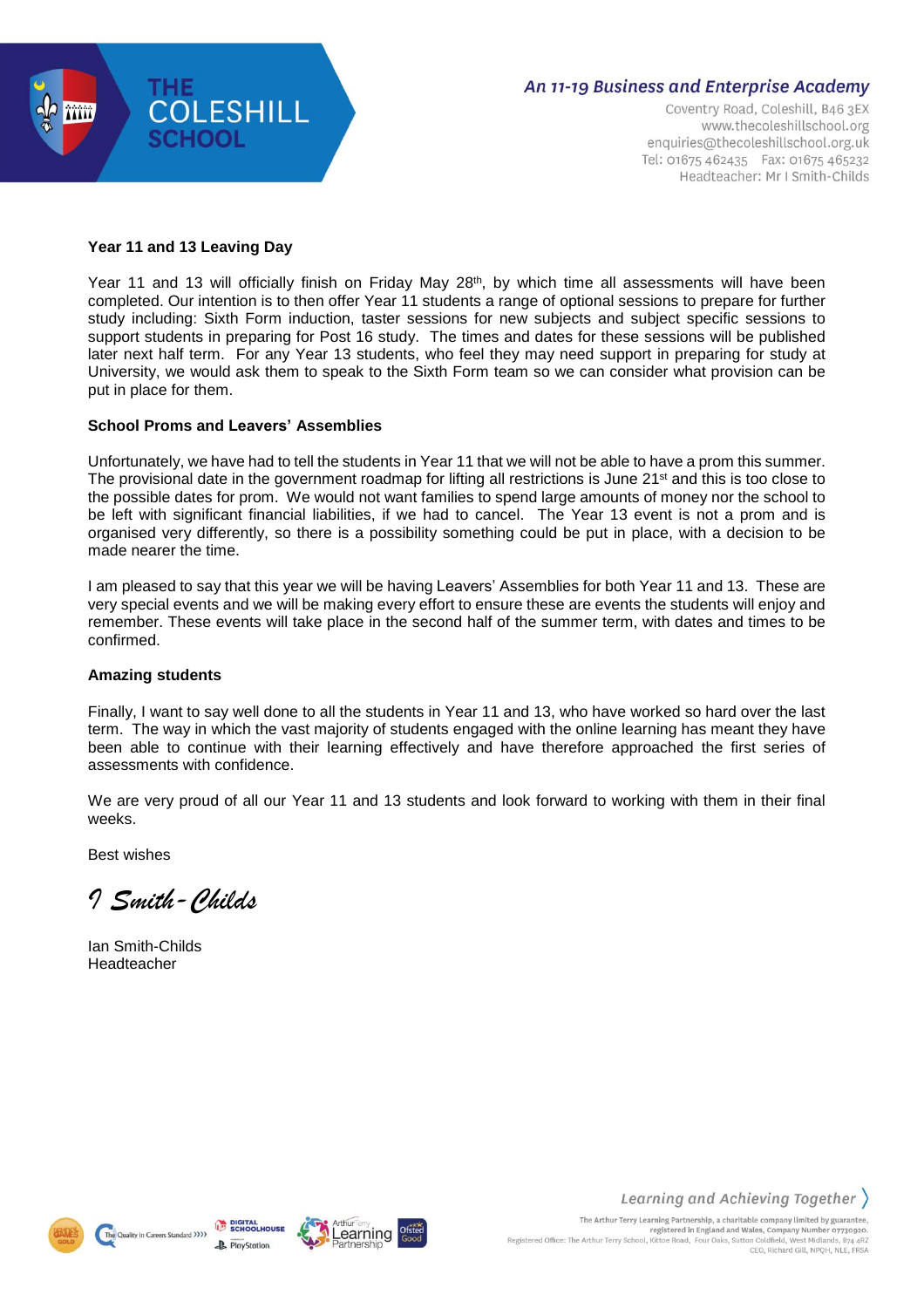**Year 11 and 13 Leaving Day**

Year 11 and 13 will officially finish on Friday May 28th, by which time all assessments will have been completed. Our intention is to then offer Year 11 students a range of optional sessions to prepare for further study including: Sixth Form induction, taster sessions for new subjects and subject specific sessions to support students in preparing for Post 16 study. The times and dates for these sessions will be published later next half term. For any Year 13 students, who feel they may need support in preparing for study at University, we would ask them to speak to the Sixth Form team so we can consider what provision can be put in place for them.

**School Proms and Leavers' Assemblies**

Unfortunately, we have had to tell the students in Year 11 that we will not be able to have a prom this summer. The provisional date in the government roadmap for lifting all restrictions is June 21st and this is too close to the possible dates for prom. We would not want families to spend large amounts of money nor the school to be left with significant financial liabilities, if we had to cancel. The Year 13 event is not a prom and is organised very differently, so there is a possibility something could be put in place, with a decision to be made nearer the time.

I am pleased to say that this year we will be having Leavers' Assemblies for both Year 11 and 13. These are very special events and we will be making every effort to ensure these are events the students will enjoy and remember. These events will take place in the second half of the summer term, with dates and times to be confirmed.

**Amazing students**

Finally, I want to say well done to all the students in Year 11 and 13, who have worked so hard over the last term. The way in which the vast majority of students engaged with the online learning has meant they have been able to continue with their learning effectively and have therefore approached the first series of assessments with confidence.

We are very proud of all our Year 11 and 13 students and look forward to working with them in their final weeks.

Best wishes

*I Smith-Childs*

Ian Smith-Childs
Headteacher